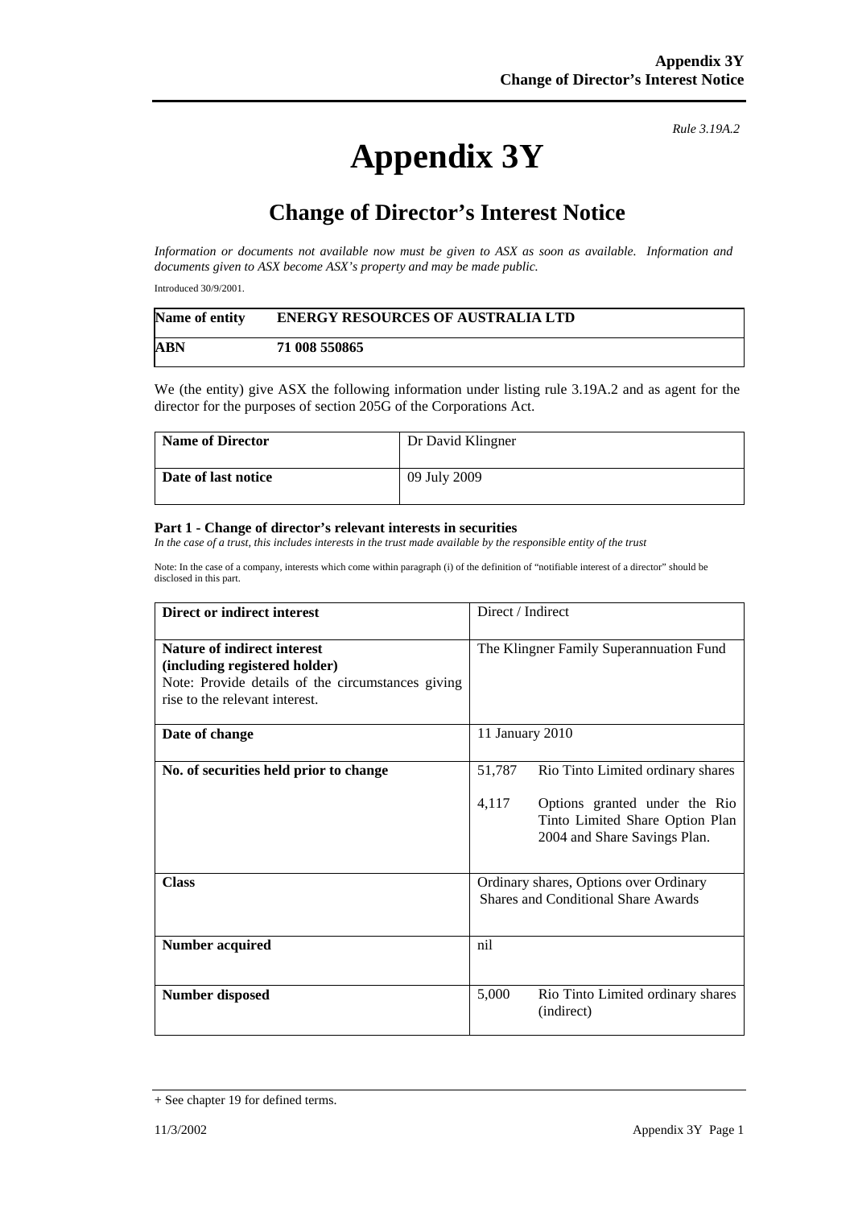*Rule 3.19A.2*

# Appendix 3Y

## Change of Director's Interest Notice

*Information or documents not available now must be given to ASX as soon as available. Information and documents given to ASX become ASX's property and may be made public.*

Introduced 30/9/2001.

| **Name of entity** | **ENERGY RESOURCES OF AUSTRALIA LTD** |
|---|---|
| **ABN** | **71 008 550865** |

We (the entity) give ASX the following information under listing rule 3.19A.2 and as agent for the director for the purposes of section 205G of the Corporations Act.

| **Name of Director** | Dr David Klingner |
|---|---|
| **Date of last notice** | 09 July 2009 |

**Part 1 - Change of director's relevant interests in securities**

*In the case of a trust, this includes interests in the trust made available by the responsible entity of the trust*

Note: In the case of a company, interests which come within paragraph (i) of the definition of "notifiable interest of a director" should be disclosed in this part.

| **Direct or indirect interest** | Direct / Indirect |
|---|---|
| **Nature of indirect interest (including registered holder)** Note: Provide details of the circumstances giving rise to the relevant interest. | The Klingner Family Superannuation Fund |
| **Date of change** | 11 January 2010 |
| **No. of securities held prior to change** | 51,787 Rio Tinto Limited ordinary shares<br><br>4,117 Options granted under the Rio Tinto Limited Share Option Plan 2004 and Share Savings Plan. |
| **Class** | Ordinary shares, Options over Ordinary Shares and Conditional Share Awards |
| **Number acquired** | nil |
| **Number disposed** | 5,000 Rio Tinto Limited ordinary shares (indirect) |

+ See chapter 19 for defined terms.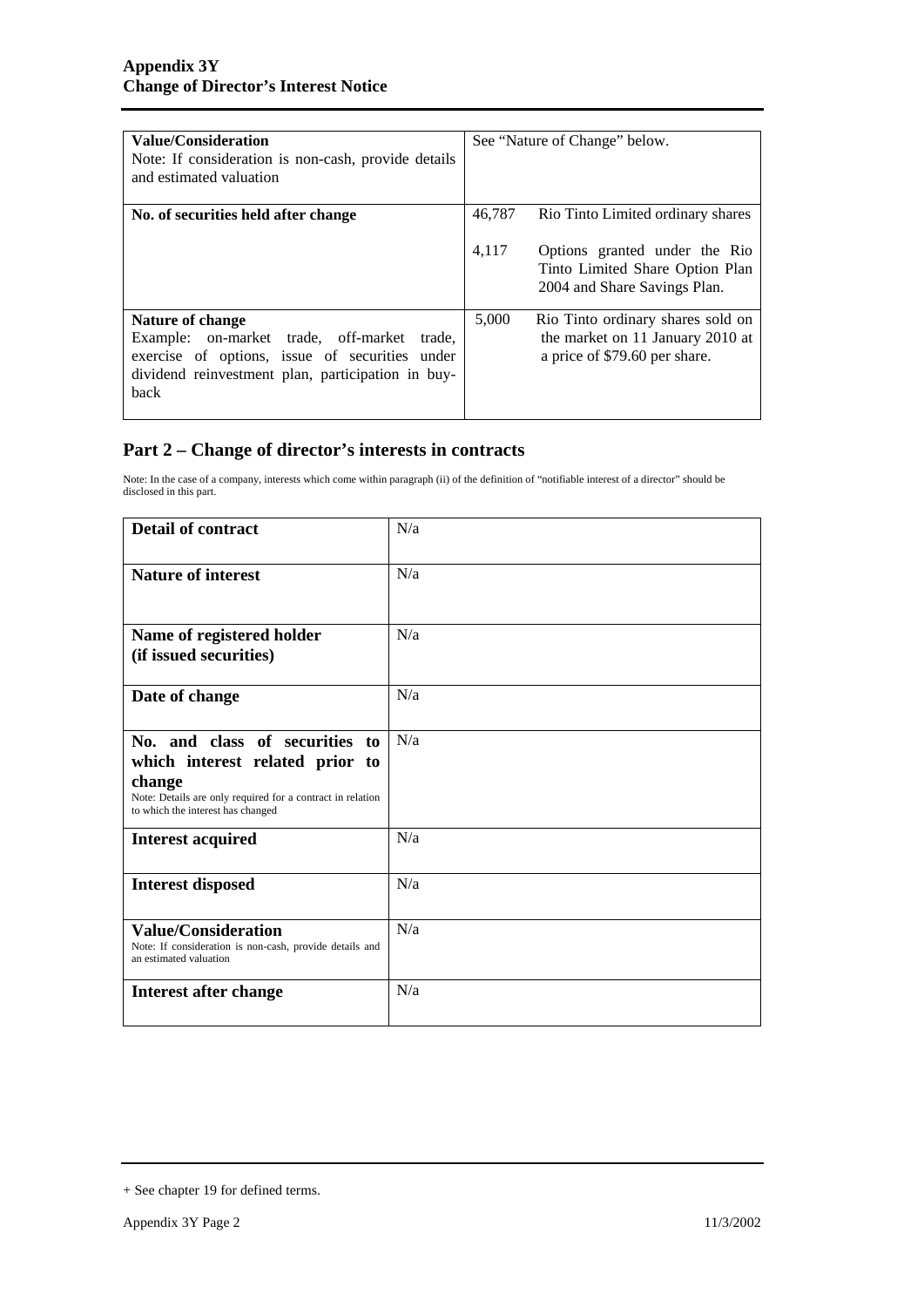| | |
|---|---|
| **Value/Consideration**<br>Note: If consideration is non-cash, provide details and estimated valuation | See "Nature of Change" below. |
| **No. of securities held after change** | 46,787 Rio Tinto Limited ordinary shares<br><br>4,117 Options granted under the Rio Tinto Limited Share Option Plan 2004 and Share Savings Plan. |
| **Nature of change**<br>Example: on-market trade, off-market trade, exercise of options, issue of securities under dividend reinvestment plan, participation in buy-back | 5,000 Rio Tinto ordinary shares sold on the market on 11 January 2010 at a price of $79.60 per share. |

## Part 2 – Change of director's interests in contracts

Note: In the case of a company, interests which come within paragraph (ii) of the definition of "notifiable interest of a director" should be disclosed in this part.

| | |
|---|---|
| **Detail of contract** | N/a |
| **Nature of interest** | N/a |
| **Name of registered holder (if issued securities)** | N/a |
| **Date of change** | N/a |
| **No. and class of securities to which interest related prior to change**<br>Note: Details are only required for a contract in relation to which the interest has changed | N/a |
| **Interest acquired** | N/a |
| **Interest disposed** | N/a |
| **Value/Consideration**<br>Note: If consideration is non-cash, provide details and an estimated valuation | N/a |
| **Interest after change** | N/a |

+ See chapter 19 for defined terms.